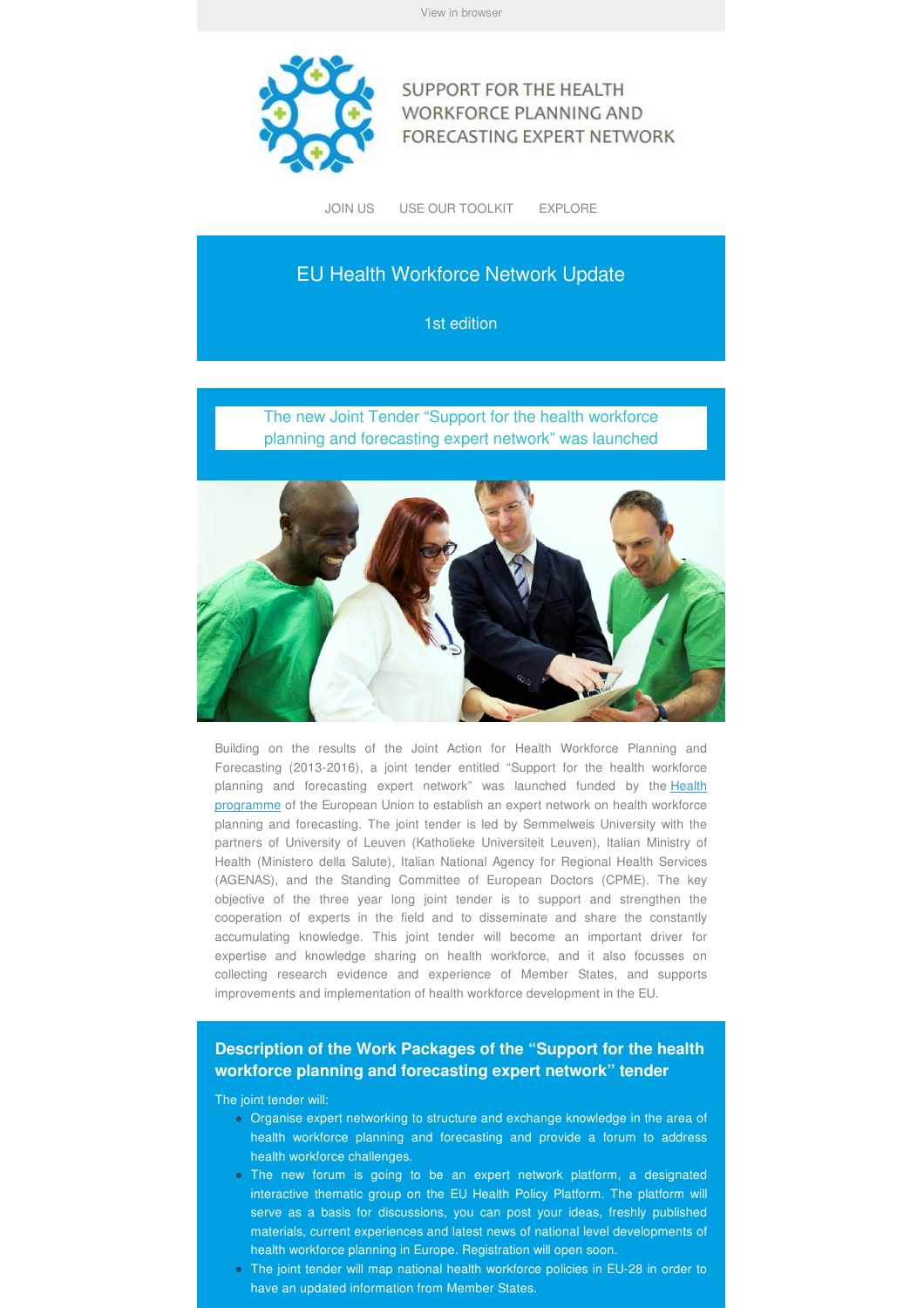View in browser

SUPPORT FOR THE HEALTH WORKFORCE PLANNING AND FORECASTING EXPERT NETWORK

JOIN US USE OUR TOOLKIT EXPLORE

# EU Health Workforce Network Update

1st edition

## The new Joint Tender "Support for the health workforce planning and forecasting expert network" was launched

Building on the results of the Joint Action for Health Workforce Planning and Forecasting (2013-2016), a joint tender entitled "Support for the health workforce planning and forecasting expert network" was launched funded by the [Health programme](#) of the European Union to establish an expert network on health workforce planning and forecasting. The joint tender is led by Semmelweis University with the partners of University of Leuven (Katholieke Universiteit Leuven), Italian Ministry of Health (Ministero della Salute), Italian National Agency for Regional Health Services (AGENAS), and the Standing Committee of European Doctors (CPME). The key objective of the three year long joint tender is to support and strengthen the cooperation of experts in the field and to disseminate and share the constantly accumulating knowledge. This joint tender will become an important driver for expertise and knowledge sharing on health workforce, and it also focusses on collecting research evidence and experience of Member States, and supports improvements and implementation of health workforce development in the EU.

## Description of the Work Packages of the "Support for the health workforce planning and forecasting expert network" tender

The joint tender will:

- Organise expert networking to structure and exchange knowledge in the area of health workforce planning and forecasting and provide a forum to address health workforce challenges.
- The new forum is going to be an expert network platform, a designated interactive thematic group on the EU Health Policy Platform. The platform will serve as a basis for discussions, you can post your ideas, freshly published materials, current experiences and latest news of national level developments of health workforce planning in Europe. Registration will open soon.
- The joint tender will map national health workforce policies in EU-28 in order to have an updated information from Member States.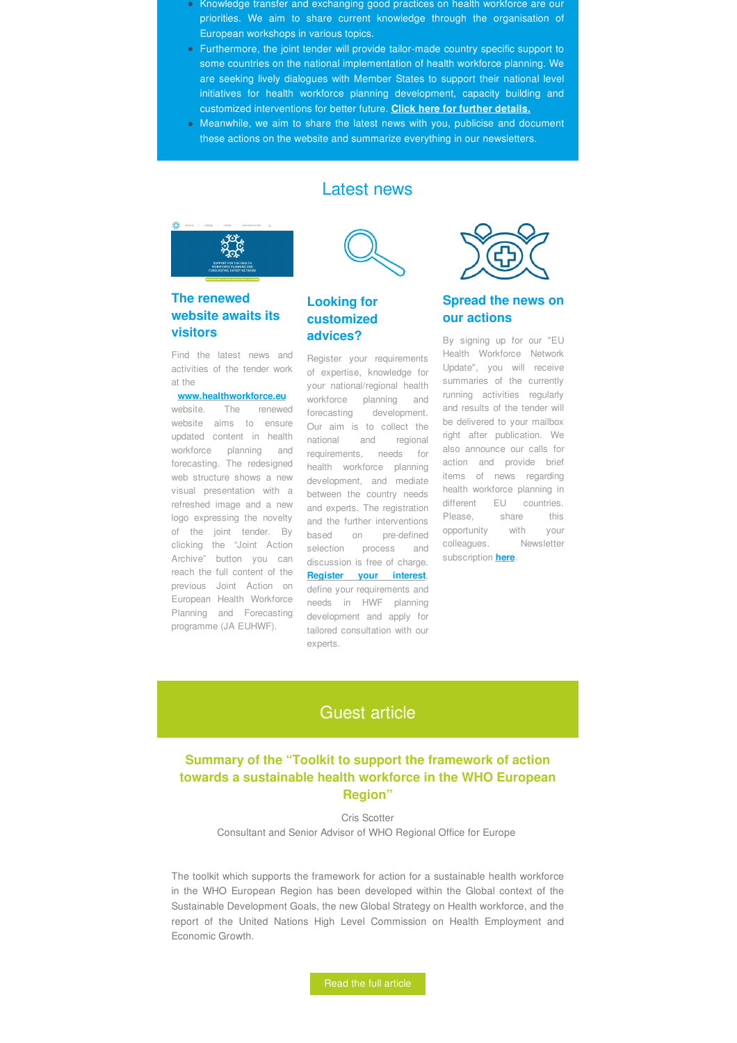- Knowledge transfer and exchanging good practices on health workforce are our priorities. We aim to share current knowledge through the organisation of European workshops in various topics.
- Furthermore, the joint tender will provide tailor-made country specific support to some countries on the national implementation of health workforce planning. We are seeking lively dialogues with Member States to support their national level initiatives for health workforce planning development, capacity building and customized interventions for better future. **Click here for further details.**
- Meanwhile, we aim to share the latest news with you, publicise and document these actions on the website and summarize everything in our newsletters.

## Latest news

### The renewed website awaits its visitors

Find the latest news and activities of the tender work at the **www.healthworkforce.eu** website. The renewed website aims to ensure updated content in health workforce planning and forecasting. The redesigned web structure shows a new visual presentation with a refreshed image and a new logo expressing the novelty of the joint tender. By clicking the "Joint Action Archive" button you can reach the full content of the previous Joint Action on European Health Workforce Planning and Forecasting programme (JA EUHWF).

### Looking for customized advices?

Register your requirements of expertise, knowledge for your national/regional health workforce planning and forecasting development. Our aim is to collect the national and regional requirements, needs for health workforce planning development, and mediate between the country needs and experts. The registration and the further interventions based on pre-defined selection process and discussion is free of charge. **Register your interest**, define your requirements and needs in HWF planning development and apply for tailored consultation with our experts.

### Spread the news on our actions

By signing up for our "EU Health Workforce Network Update", you will receive summaries of the currently running activities regularly and results of the tender will be delivered to your mailbox right after publication. We also announce our calls for action and provide brief items of news regarding health workforce planning in different EU countries. Please, share this opportunity with your colleagues. Newsletter subscription **here**.

## Guest article

### Summary of the "Toolkit to support the framework of action towards a sustainable health workforce in the WHO European Region"

Cris Scotter
Consultant and Senior Advisor of WHO Regional Office for Europe

The toolkit which supports the framework for action for a sustainable health workforce in the WHO European Region has been developed within the Global context of the Sustainable Development Goals, the new Global Strategy on Health workforce, and the report of the United Nations High Level Commission on Health Employment and Economic Growth.

Read the full article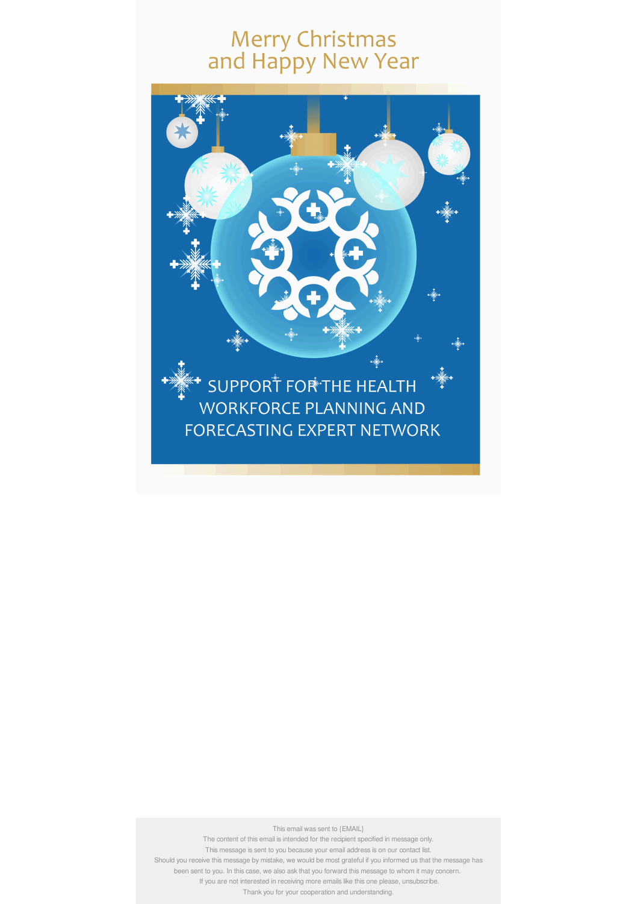# Merry Christmas and Happy New Year

SUPPORT FOR THE HEALTH WORKFORCE PLANNING AND FORECASTING EXPERT NETWORK

This email was sent to {EMAIL}

The content of this email is intended for the recipient specified in message only.

This message is sent to you because your email address is on our contact list.

Should you receive this message by mistake, we would be most grateful if you informed us that the message has been sent to you. In this case, we also ask that you forward this message to whom it may concern.

If you are not interested in receiving more emails like this one please, unsubscribe.

Thank you for your cooperation and understanding.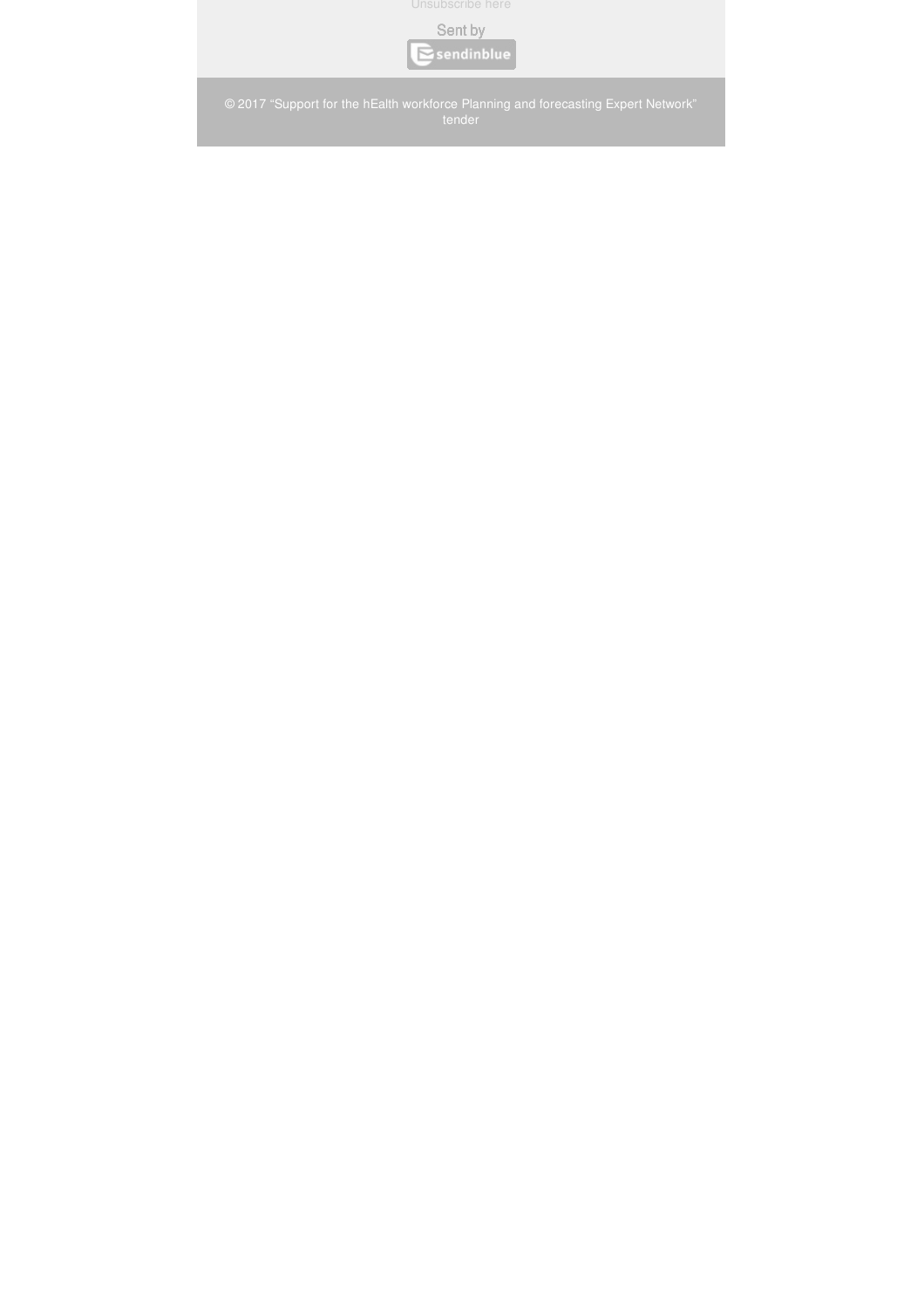Unsubscribe here

Sent by

sendinblue

© 2017 “Support for the hEalth workforce Planning and forecasting Expert Network” tender